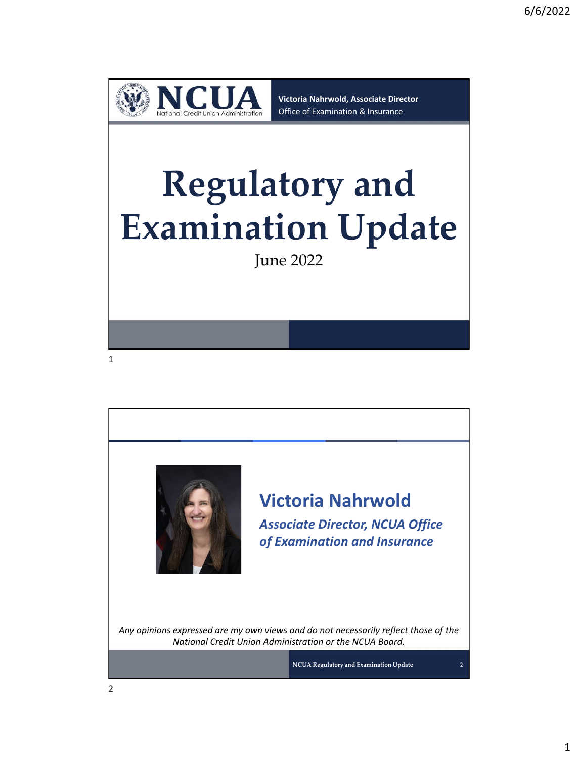Victoria Nahrwold, Associate Director
Office of Examination & Insurance

# Regulatory and Examination Update

June 2022

## Victoria Nahrwold

*Associate Director, NCUA Office of Examination and Insurance*

*Any opinions expressed are my own views and do not necessarily reflect those of the National Credit Union Administration or the NCUA Board.*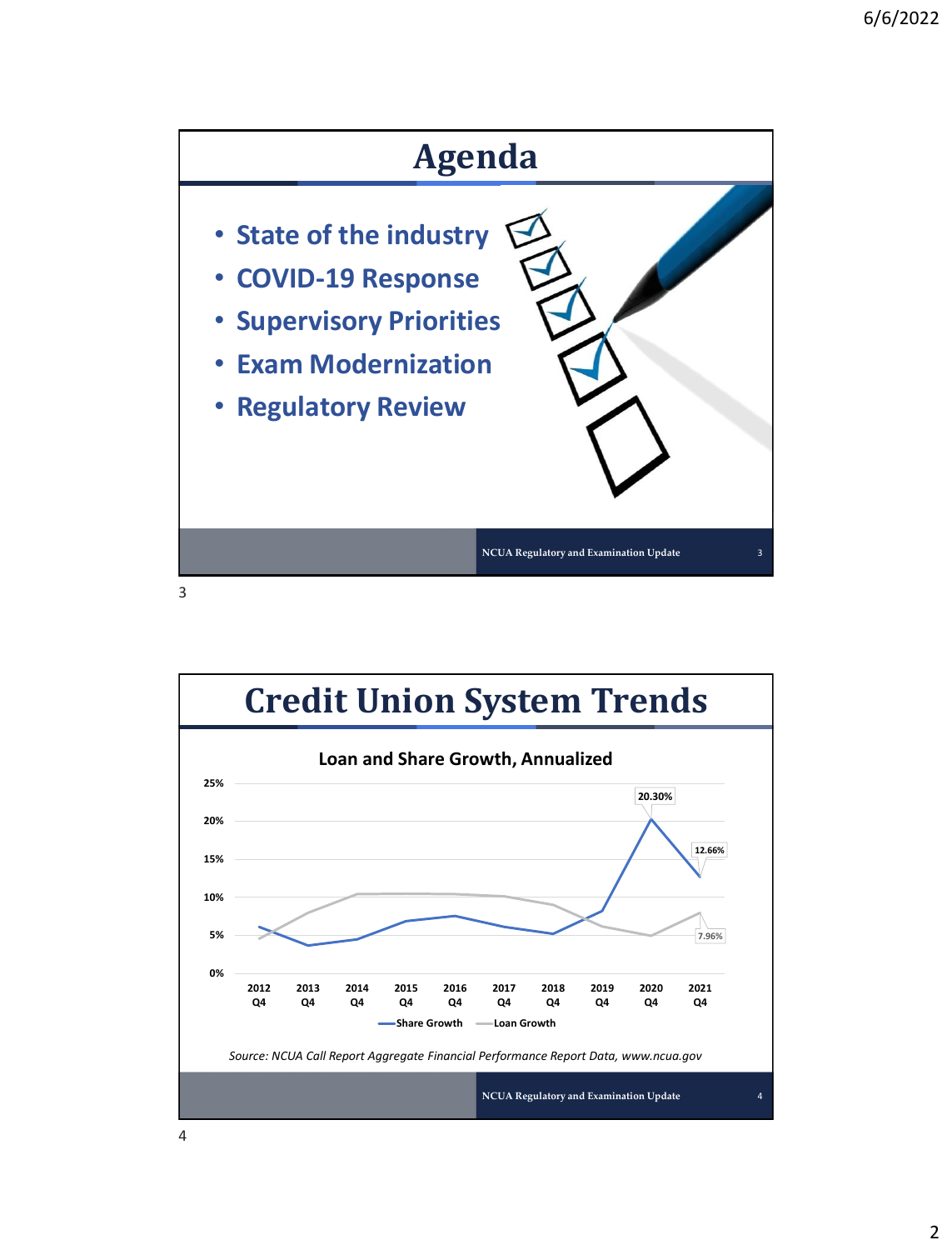# Agenda

- State of the industry
- COVID-19 Response
- Supervisory Priorities
- Exam Modernization
- Regulatory Review

# Credit Union System Trends

**Loan and Share Growth, Annualized**

| | 2012 Q4 | 2013 Q4 | 2014 Q4 | 2015 Q4 | 2016 Q4 | 2017 Q4 | 2018 Q4 | 2019 Q4 | 2020 Q4 | 2021 Q4 |
|---|---|---|---|---|---|---|---|---|---|---|
| Share Growth | | | | | | | | | 20.30% | 12.66% |
| Loan Growth | | | | | | | | | | 7.96% |

*Source: NCUA Call Report Aggregate Financial Performance Report Data, www.ncua.gov*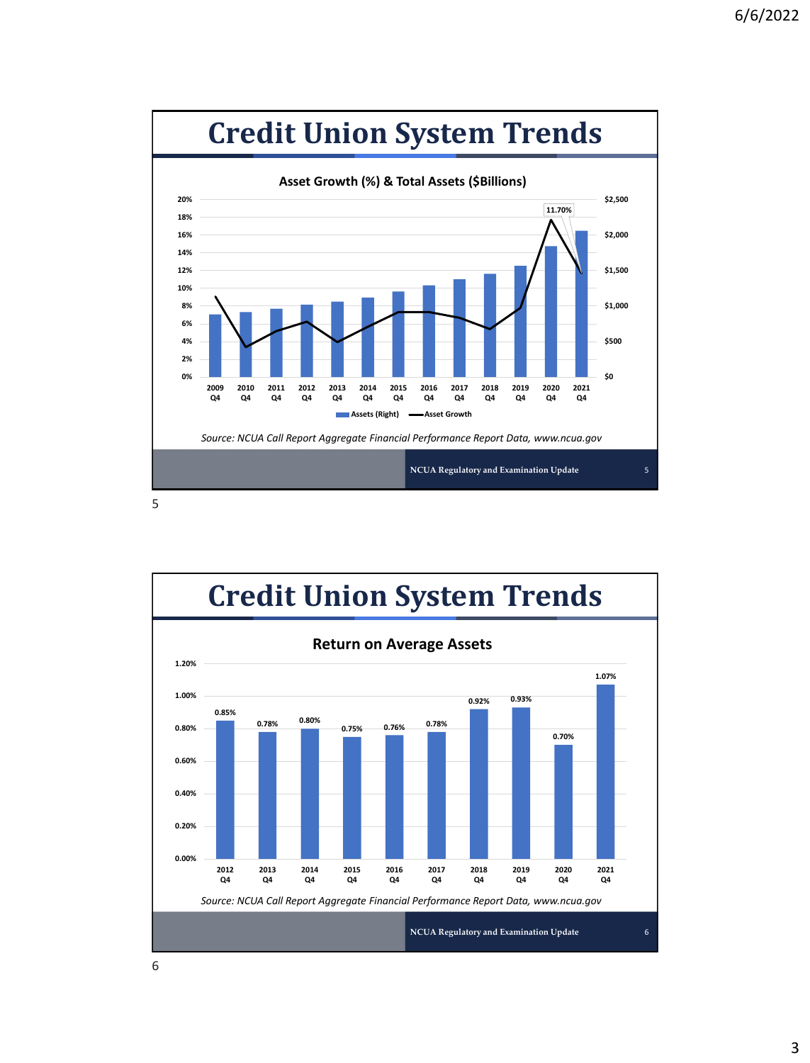# Credit Union System Trends

**Asset Growth (%) & Total Assets ($Billions)**

| | 2009 Q4 | 2010 Q4 | 2011 Q4 | 2012 Q4 | 2013 Q4 | 2014 Q4 | 2015 Q4 | 2016 Q4 | 2017 Q4 | 2018 Q4 | 2019 Q4 | 2020 Q4 | 2021 Q4 |
|---|---|---|---|---|---|---|---|---|---|---|---|---|---|
| Asset Growth | | | | | | | | | | | | | 11.70% |

Assets (Right) — Asset Growth

*Source: NCUA Call Report Aggregate Financial Performance Report Data, www.ncua.gov*

NCUA Regulatory and Examination Update

# Credit Union System Trends

**Return on Average Assets**

| 2012 Q4 | 2013 Q4 | 2014 Q4 | 2015 Q4 | 2016 Q4 | 2017 Q4 | 2018 Q4 | 2019 Q4 | 2020 Q4 | 2021 Q4 |
|---|---|---|---|---|---|---|---|---|---|
| 0.85% | 0.78% | 0.80% | 0.75% | 0.76% | 0.78% | 0.92% | 0.93% | 0.70% | 1.07% |

*Source: NCUA Call Report Aggregate Financial Performance Report Data, www.ncua.gov*

NCUA Regulatory and Examination Update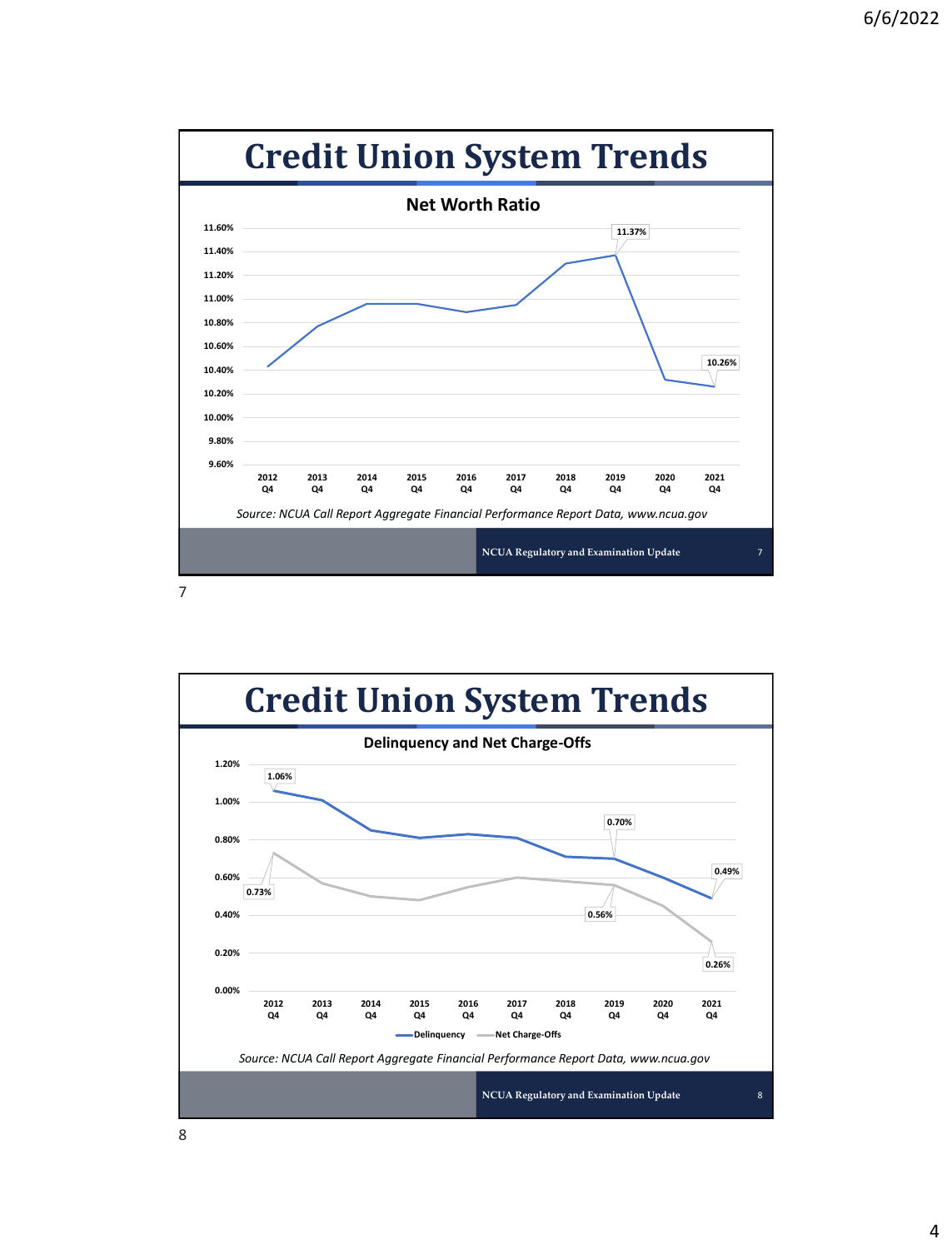# Credit Union System Trends

**Net Worth Ratio**

| | 2012 Q4 | 2013 Q4 | 2014 Q4 | 2015 Q4 | 2016 Q4 | 2017 Q4 | 2018 Q4 | 2019 Q4 | 2020 Q4 | 2021 Q4 |
|---|---|---|---|---|---|---|---|---|---|---|
| Net Worth Ratio | | | | | | | | 11.37% | | 10.26% |

*Source: NCUA Call Report Aggregate Financial Performance Report Data, www.ncua.gov*

NCUA Regulatory and Examination Update

7

# Credit Union System Trends

**Delinquency and Net Charge-Offs**

| | 2012 Q4 | 2013 Q4 | 2014 Q4 | 2015 Q4 | 2016 Q4 | 2017 Q4 | 2018 Q4 | 2019 Q4 | 2020 Q4 | 2021 Q4 |
|---|---|---|---|---|---|---|---|---|---|---|
| Delinquency | 1.06% | | | | | | | 0.70% | | 0.49% |
| Net Charge-Offs | 0.73% | | | | | | | 0.56% | | 0.26% |

*Source: NCUA Call Report Aggregate Financial Performance Report Data, www.ncua.gov*

NCUA Regulatory and Examination Update

8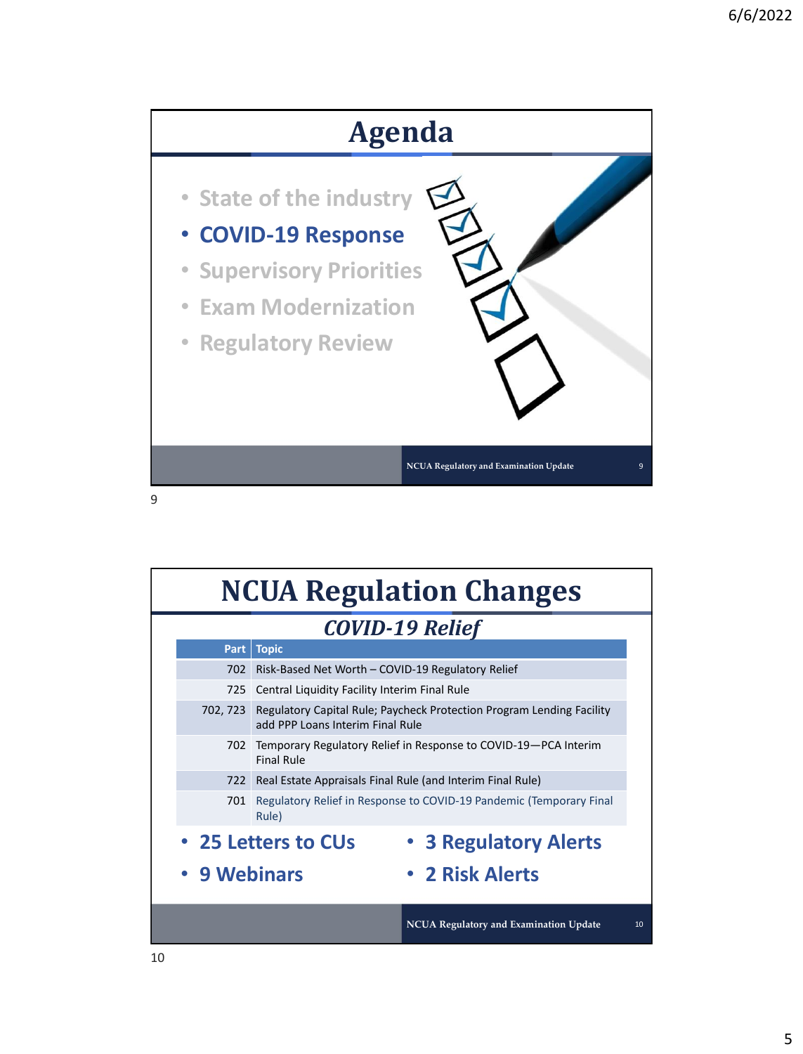# Agenda

- State of the industry
- **COVID-19 Response**
- Supervisory Priorities
- Exam Modernization
- Regulatory Review

# NCUA Regulation Changes

## *COVID-19 Relief*

| Part | Topic |
|---|---|
| 702 | Risk-Based Net Worth – COVID-19 Regulatory Relief |
| 725 | Central Liquidity Facility Interim Final Rule |
| 702, 723 | Regulatory Capital Rule; Paycheck Protection Program Lending Facility add PPP Loans Interim Final Rule |
| 702 | Temporary Regulatory Relief in Response to COVID-19—PCA Interim Final Rule |
| 722 | Real Estate Appraisals Final Rule (and Interim Final Rule) |
| 701 | Regulatory Relief in Response to COVID-19 Pandemic (Temporary Final Rule) |

- **25 Letters to CUs**
- **9 Webinars**
- **3 Regulatory Alerts**
- **2 Risk Alerts**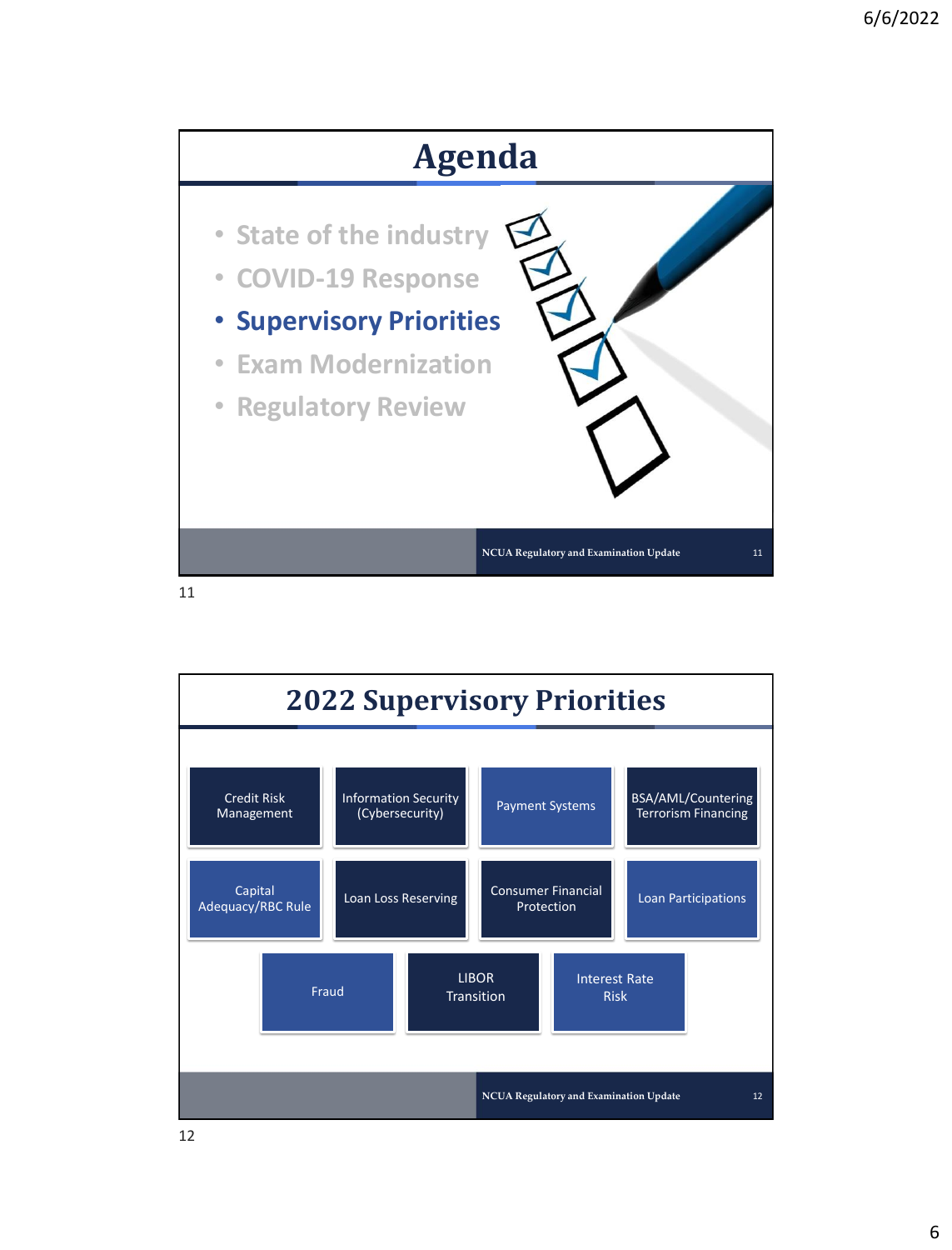# Agenda

- State of the industry
- COVID-19 Response
- **Supervisory Priorities**
- Exam Modernization
- Regulatory Review

# 2022 Supervisory Priorities

- Credit Risk Management
- Information Security (Cybersecurity)
- Payment Systems
- BSA/AML/Countering Terrorism Financing
- Capital Adequacy/RBC Rule
- Loan Loss Reserving
- Consumer Financial Protection
- Loan Participations
- Fraud
- LIBOR Transition
- Interest Rate Risk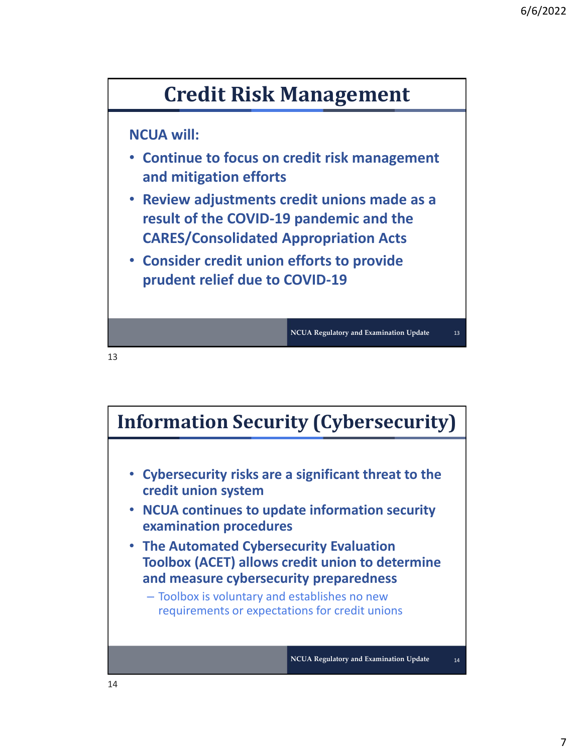## Credit Risk Management

**NCUA will:**

- **Continue to focus on credit risk management and mitigation efforts**
- **Review adjustments credit unions made as a result of the COVID-19 pandemic and the CARES/Consolidated Appropriation Acts**
- **Consider credit union efforts to provide prudent relief due to COVID-19**

## Information Security (Cybersecurity)

- **Cybersecurity risks are a significant threat to the credit union system**
- **NCUA continues to update information security examination procedures**
- **The Automated Cybersecurity Evaluation Toolbox (ACET) allows credit union to determine and measure cybersecurity preparedness**
  - Toolbox is voluntary and establishes no new requirements or expectations for credit unions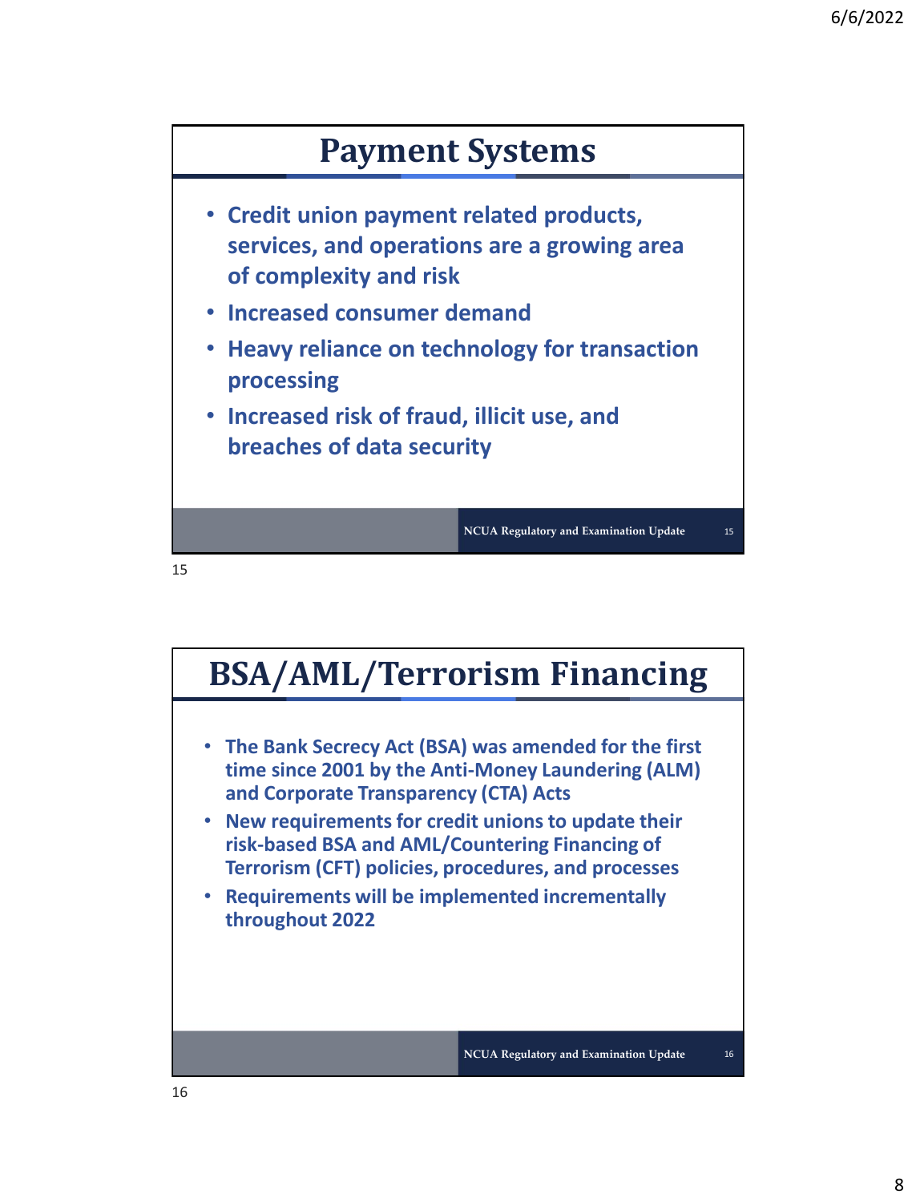# Payment Systems

- Credit union payment related products, services, and operations are a growing area of complexity and risk
- Increased consumer demand
- Heavy reliance on technology for transaction processing
- Increased risk of fraud, illicit use, and breaches of data security

# BSA/AML/Terrorism Financing

- The Bank Secrecy Act (BSA) was amended for the first time since 2001 by the Anti-Money Laundering (ALM) and Corporate Transparency (CTA) Acts
- New requirements for credit unions to update their risk-based BSA and AML/Countering Financing of Terrorism (CFT) policies, procedures, and processes
- Requirements will be implemented incrementally throughout 2022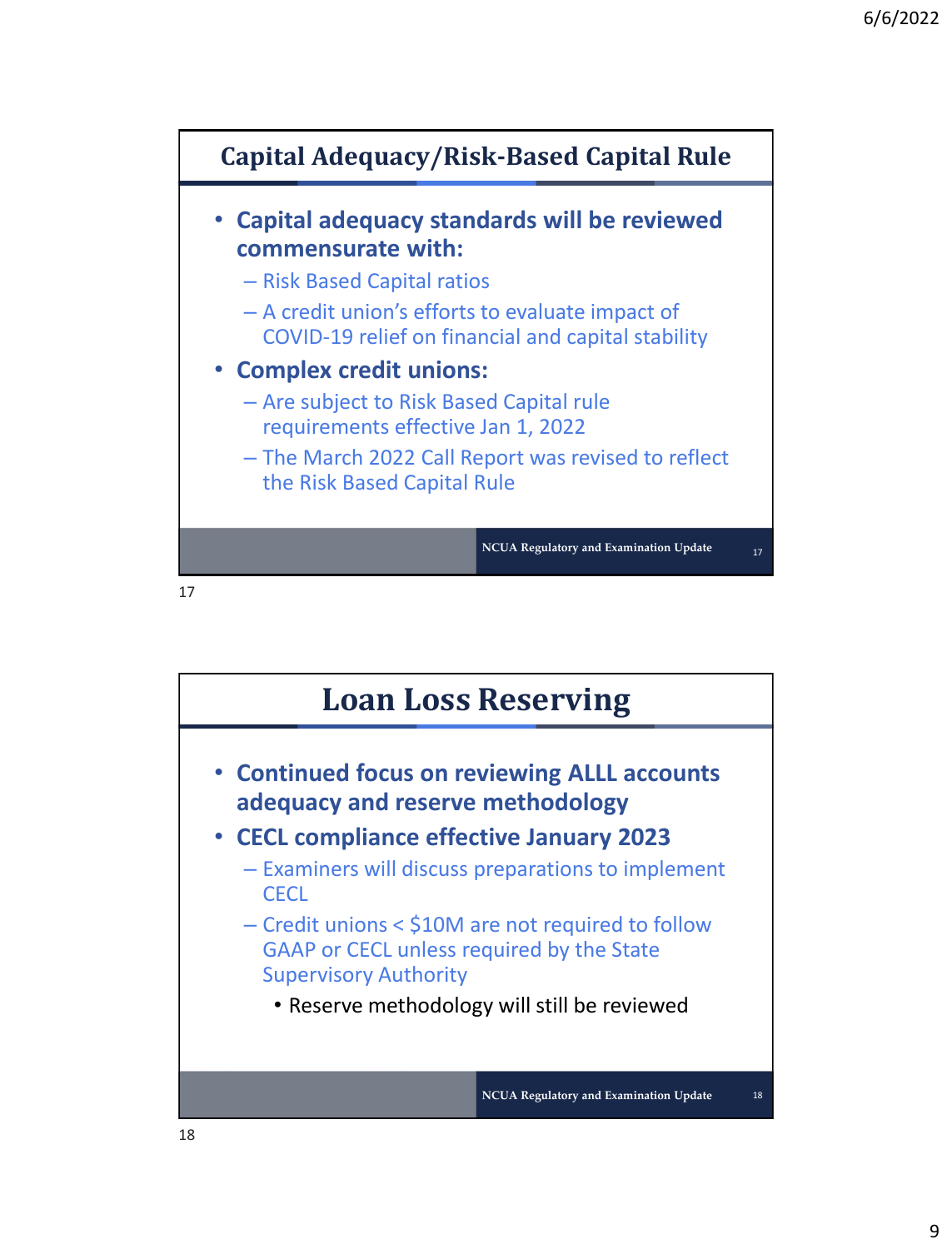## Capital Adequacy/Risk-Based Capital Rule

- **Capital adequacy standards will be reviewed commensurate with:**
  - Risk Based Capital ratios
  - A credit union's efforts to evaluate impact of COVID-19 relief on financial and capital stability
- **Complex credit unions:**
  - Are subject to Risk Based Capital rule requirements effective Jan 1, 2022
  - The March 2022 Call Report was revised to reflect the Risk Based Capital Rule

## Loan Loss Reserving

- **Continued focus on reviewing ALLL accounts adequacy and reserve methodology**
- **CECL compliance effective January 2023**
  - Examiners will discuss preparations to implement CECL
  - Credit unions < $10M are not required to follow GAAP or CECL unless required by the State Supervisory Authority
    - Reserve methodology will still be reviewed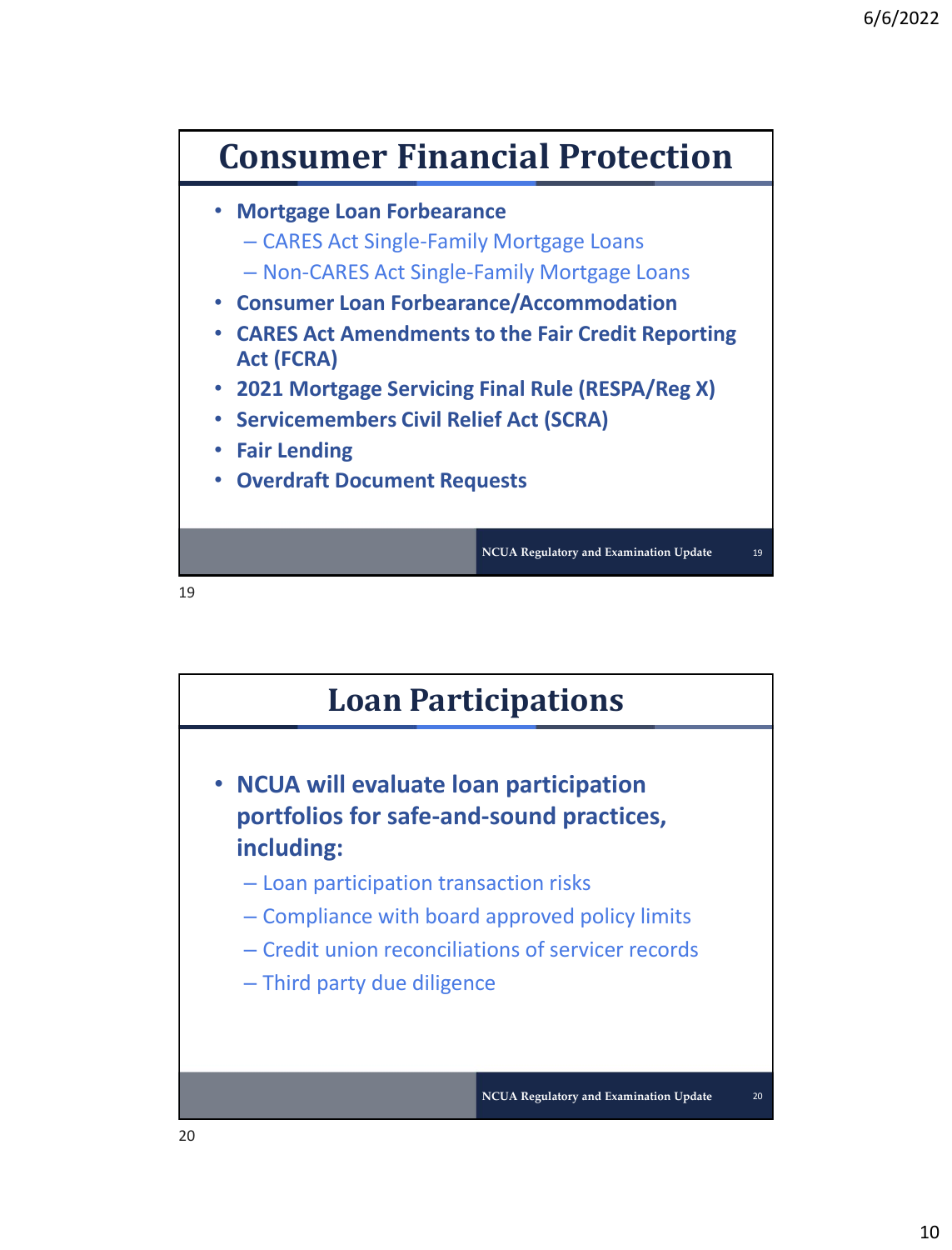## Consumer Financial Protection

- **Mortgage Loan Forbearance**
  - CARES Act Single-Family Mortgage Loans
  - Non-CARES Act Single-Family Mortgage Loans
- **Consumer Loan Forbearance/Accommodation**
- **CARES Act Amendments to the Fair Credit Reporting Act (FCRA)**
- **2021 Mortgage Servicing Final Rule (RESPA/Reg X)**
- **Servicemembers Civil Relief Act (SCRA)**
- **Fair Lending**
- **Overdraft Document Requests**

## Loan Participations

- **NCUA will evaluate loan participation portfolios for safe-and-sound practices, including:**
  - Loan participation transaction risks
  - Compliance with board approved policy limits
  - Credit union reconciliations of servicer records
  - Third party due diligence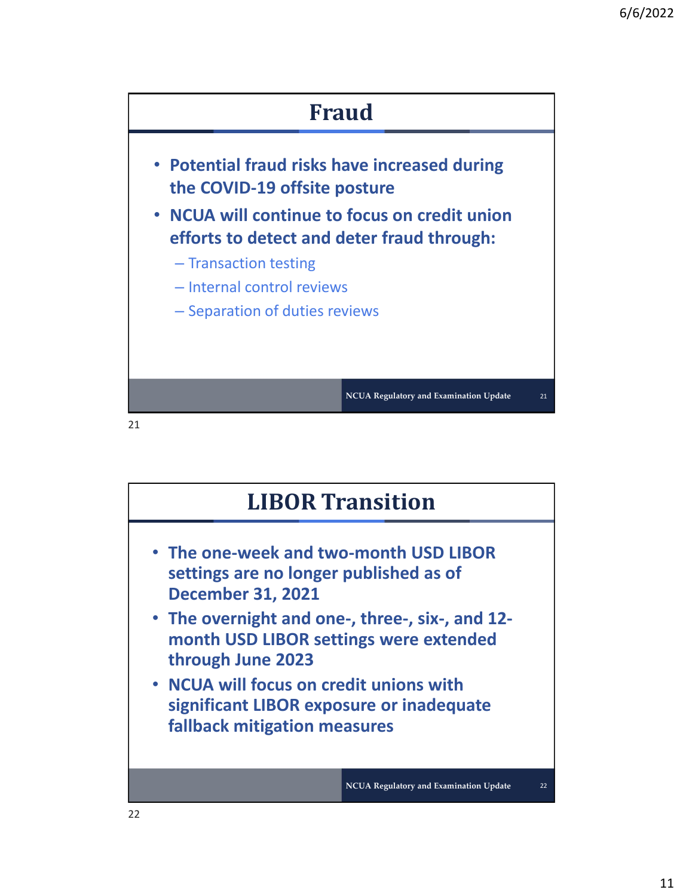## Fraud

- **Potential fraud risks have increased during the COVID-19 offsite posture**
- **NCUA will continue to focus on credit union efforts to detect and deter fraud through:**
  - Transaction testing
  - Internal control reviews
  - Separation of duties reviews

## LIBOR Transition

- **The one-week and two-month USD LIBOR settings are no longer published as of December 31, 2021**
- **The overnight and one-, three-, six-, and 12-month USD LIBOR settings were extended through June 2023**
- **NCUA will focus on credit unions with significant LIBOR exposure or inadequate fallback mitigation measures**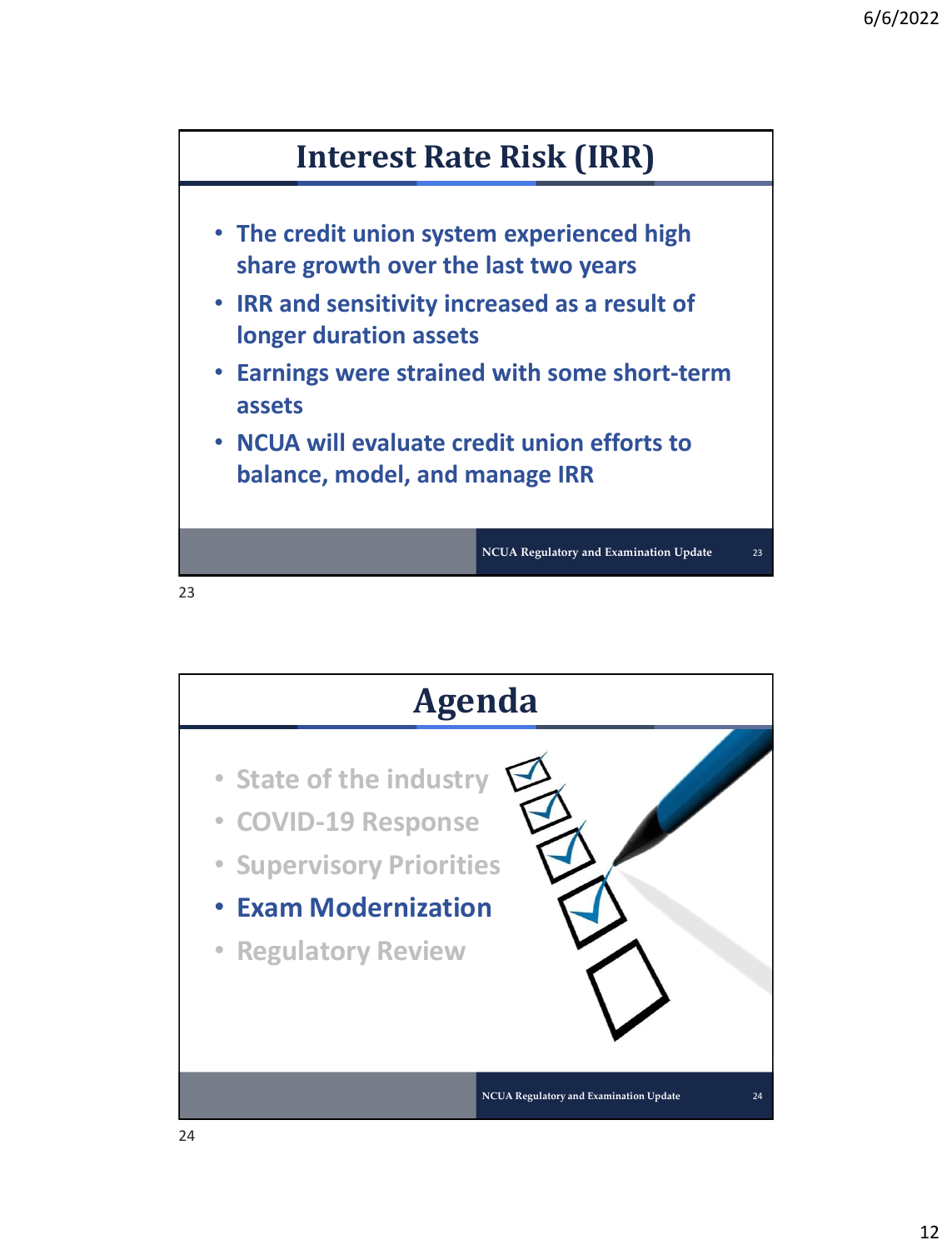## Interest Rate Risk (IRR)

- The credit union system experienced high share growth over the last two years
- IRR and sensitivity increased as a result of longer duration assets
- Earnings were strained with some short-term assets
- NCUA will evaluate credit union efforts to balance, model, and manage IRR

NCUA Regulatory and Examination Update

## Agenda

- State of the industry
- COVID-19 Response
- Supervisory Priorities
- **Exam Modernization**
- Regulatory Review

NCUA Regulatory and Examination Update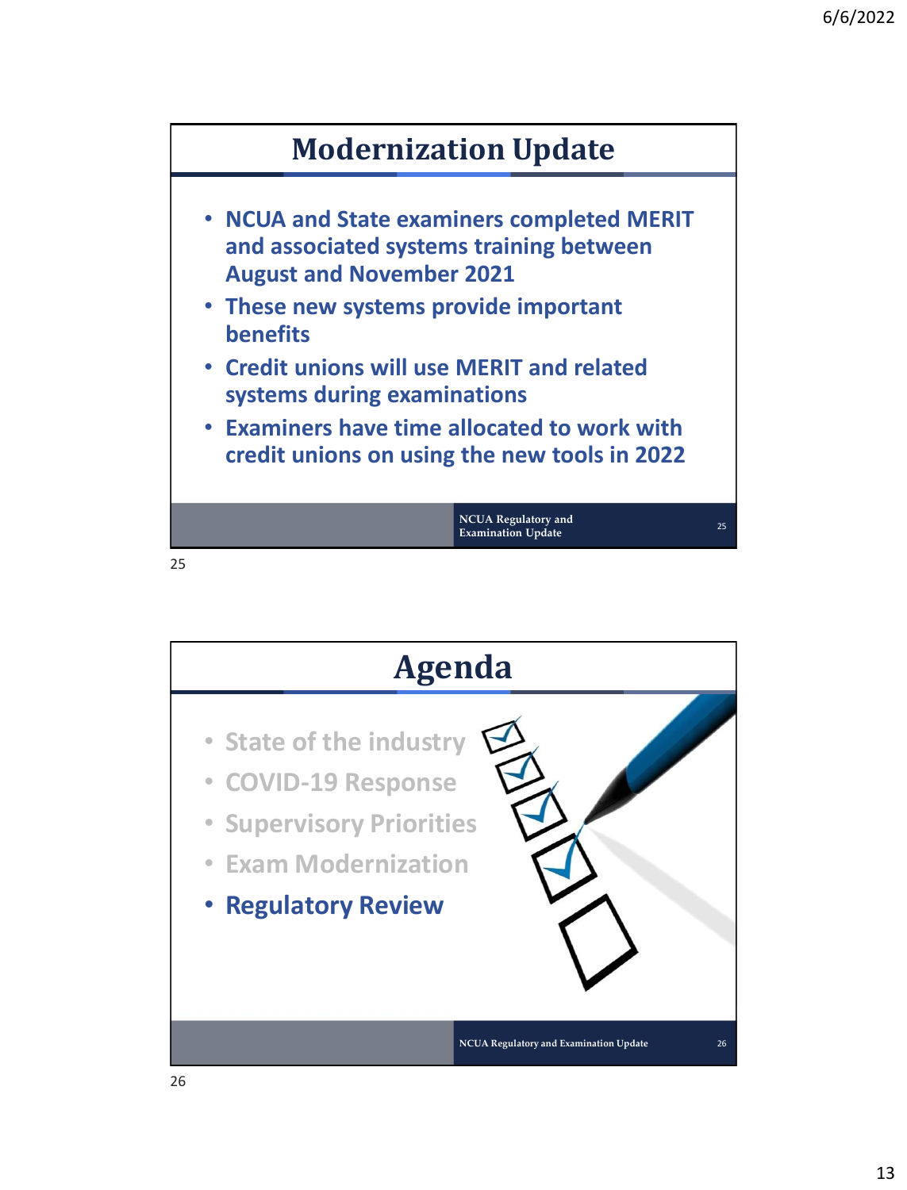## Modernization Update

- NCUA and State examiners completed MERIT and associated systems training between August and November 2021
- These new systems provide important benefits
- Credit unions will use MERIT and related systems during examinations
- Examiners have time allocated to work with credit unions on using the new tools in 2022

NCUA Regulatory and Examination Update

## Agenda

- State of the industry
- COVID-19 Response
- Supervisory Priorities
- Exam Modernization
- **Regulatory Review**

NCUA Regulatory and Examination Update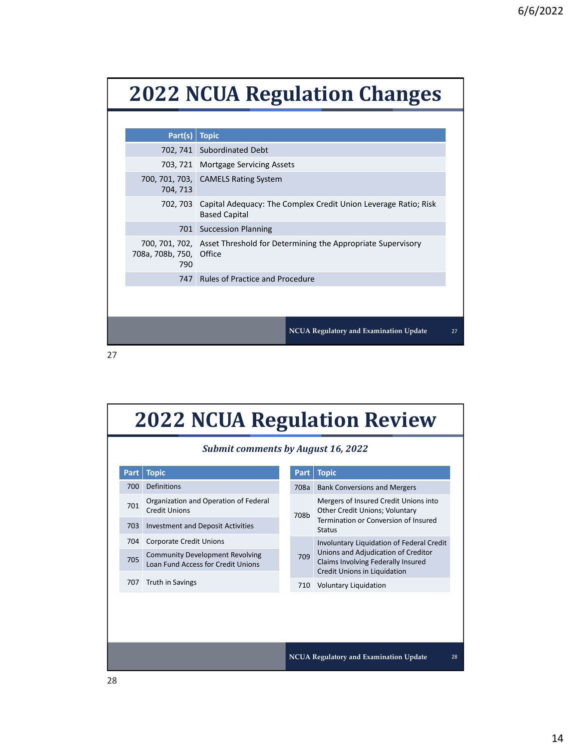# 2022 NCUA Regulation Changes

| Part(s) | Topic |
|---|---|
| 702, 741 | Subordinated Debt |
| 703, 721 | Mortgage Servicing Assets |
| 700, 701, 703, 704, 713 | CAMELS Rating System |
| 702, 703 | Capital Adequacy: The Complex Credit Union Leverage Ratio; Risk Based Capital |
| 701 | Succession Planning |
| 700, 701, 702, 708a, 708b, 750, 790 | Asset Threshold for Determining the Appropriate Supervisory Office |
| 747 | Rules of Practice and Procedure |

NCUA Regulatory and Examination Update

# 2022 NCUA Regulation Review

***Submit comments by August 16, 2022***

| Part | Topic |
|---|---|
| 700 | Definitions |
| 701 | Organization and Operation of Federal Credit Unions |
| 703 | Investment and Deposit Activities |
| 704 | Corporate Credit Unions |
| 705 | Community Development Revolving Loan Fund Access for Credit Unions |
| 707 | Truth in Savings |

| Part | Topic |
|---|---|
| 708a | Bank Conversions and Mergers |
| 708b | Mergers of Insured Credit Unions into Other Credit Unions; Voluntary Termination or Conversion of Insured Status |
| 709 | Involuntary Liquidation of Federal Credit Unions and Adjudication of Creditor Claims Involving Federally Insured Credit Unions in Liquidation |
| 710 | Voluntary Liquidation |

NCUA Regulatory and Examination Update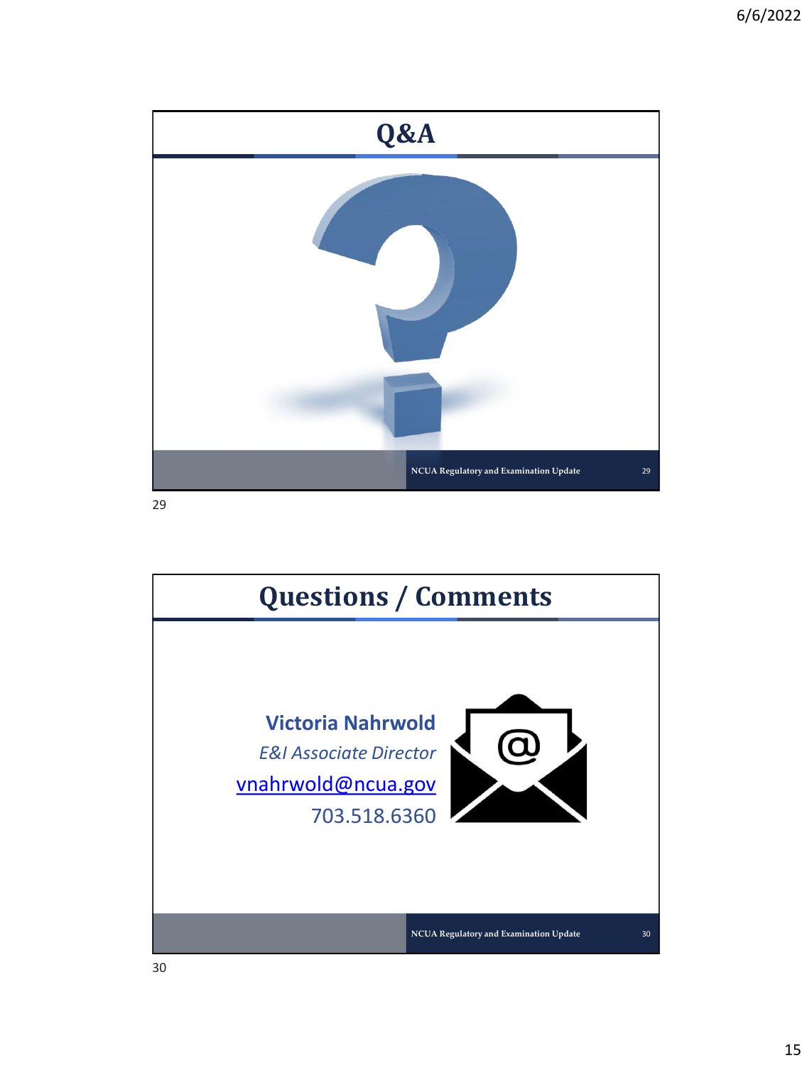# Q&A

# Questions / Comments

**Victoria Nahrwold**

*E&I Associate Director*

vnahrwold@ncua.gov

703.518.6360